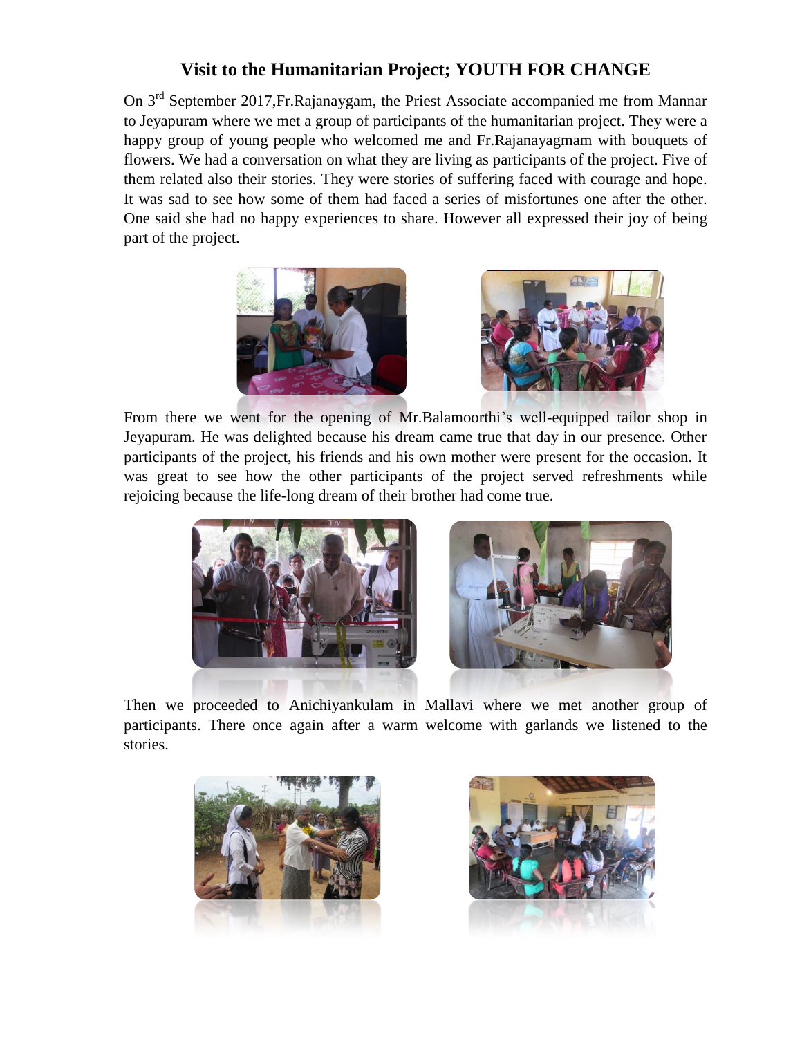# Visit to the Humanitarian Project; YOUTH FOR CHANGE

On 3rd September 2017,Fr.Rajanaygam, the Priest Associate accompanied me from Mannar to Jeyapuram where we met a group of participants of the humanitarian project. They were a happy group of young people who welcomed me and Fr.Rajanayagmam with bouquets of flowers. We had a conversation on what they are living as participants of the project. Five of them related also their stories. They were stories of suffering faced with courage and hope. It was sad to see how some of them had faced a series of misfortunes one after the other. One said she had no happy experiences to share. However all expressed their joy of being part of the project.

From there we went for the opening of Mr.Balamoorthi's well-equipped tailor shop in Jeyapuram. He was delighted because his dream came true that day in our presence. Other participants of the project, his friends and his own mother were present for the occasion. It was great to see how the other participants of the project served refreshments while rejoicing because the life-long dream of their brother had come true.

Then we proceeded to Anichiyankulam in Mallavi where we met another group of participants. There once again after a warm welcome with garlands we listened to the stories.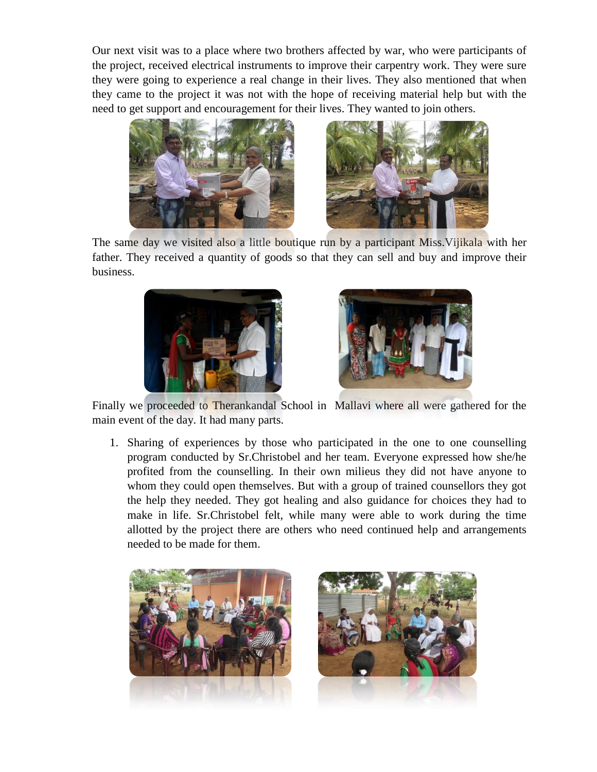Our next visit was to a place where two brothers affected by war, who were participants of the project, received electrical instruments to improve their carpentry work. They were sure they were going to experience a real change in their lives. They also mentioned that when they came to the project it was not with the hope of receiving material help but with the need to get support and encouragement for their lives. They wanted to join others.

The same day we visited also a little boutique run by a participant Miss.Vijikala with her father. They received a quantity of goods so that they can sell and buy and improve their business.

Finally we proceeded to Therankandal School in Mallavi where all were gathered for the main event of the day. It had many parts.

1. Sharing of experiences by those who participated in the one to one counselling program conducted by Sr.Christobel and her team. Everyone expressed how she/he profited from the counselling. In their own milieus they did not have anyone to whom they could open themselves. But with a group of trained counsellors they got the help they needed. They got healing and also guidance for choices they had to make in life. Sr.Christobel felt, while many were able to work during the time allotted by the project there are others who need continued help and arrangements needed to be made for them.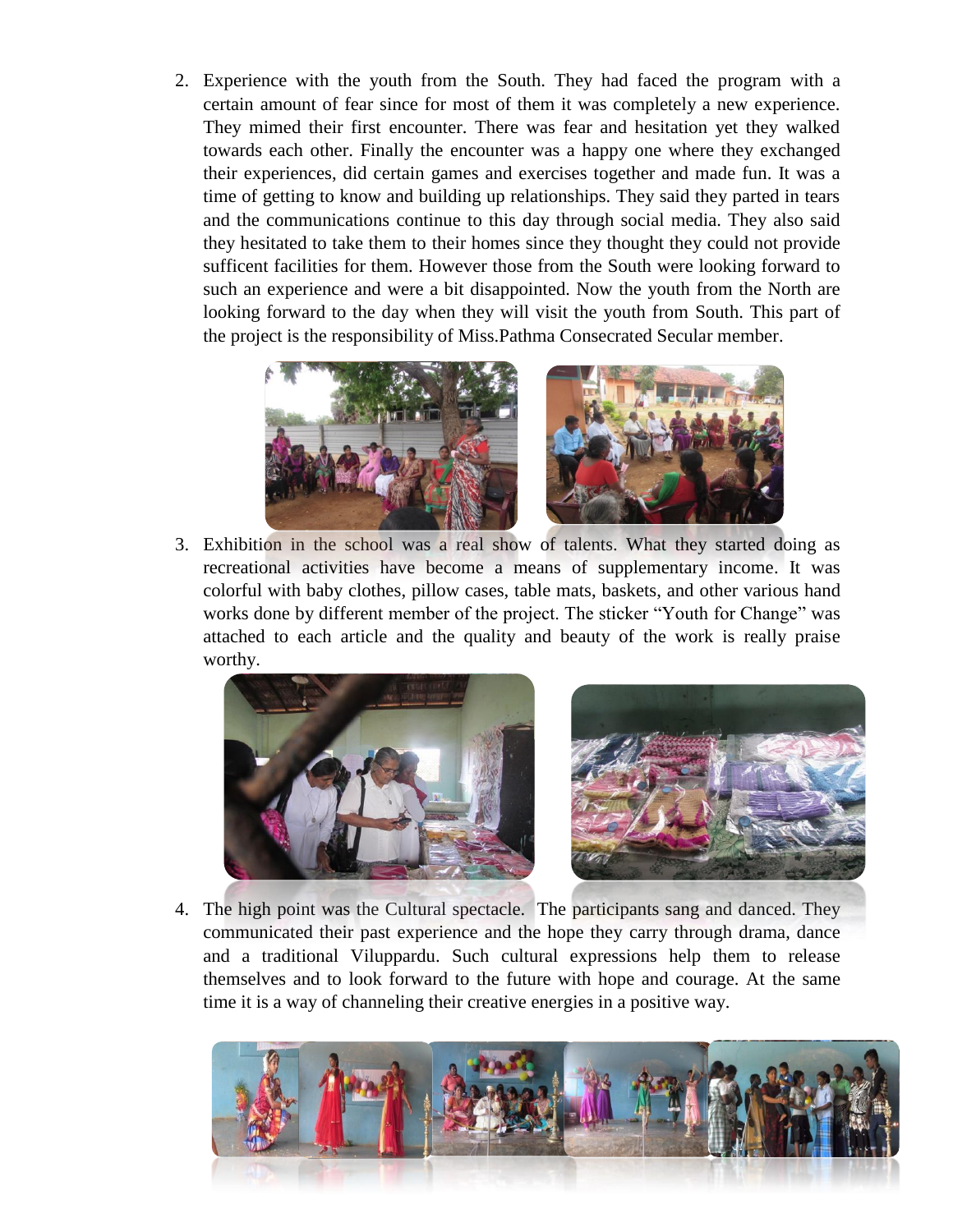2. Experience with the youth from the South. They had faced the program with a certain amount of fear since for most of them it was completely a new experience. They mimed their first encounter. There was fear and hesitation yet they walked towards each other. Finally the encounter was a happy one where they exchanged their experiences, did certain games and exercises together and made fun. It was a time of getting to know and building up relationships. They said they parted in tears and the communications continue to this day through social media. They also said they hesitated to take them to their homes since they thought they could not provide sufficent facilities for them. However those from the South were looking forward to such an experience and were a bit disappointed. Now the youth from the North are looking forward to the day when they will visit the youth from South. This part of the project is the responsibility of Miss.Pathma Consecrated Secular member.

3. Exhibition in the school was a real show of talents. What they started doing as recreational activities have become a means of supplementary income. It was colorful with baby clothes, pillow cases, table mats, baskets, and other various hand works done by different member of the project. The sticker "Youth for Change" was attached to each article and the quality and beauty of the work is really praise worthy.

4. The high point was the Cultural spectacle. The participants sang and danced. They communicated their past experience and the hope they carry through drama, dance and a traditional Viluppardu. Such cultural expressions help them to release themselves and to look forward to the future with hope and courage. At the same time it is a way of channeling their creative energies in a positive way.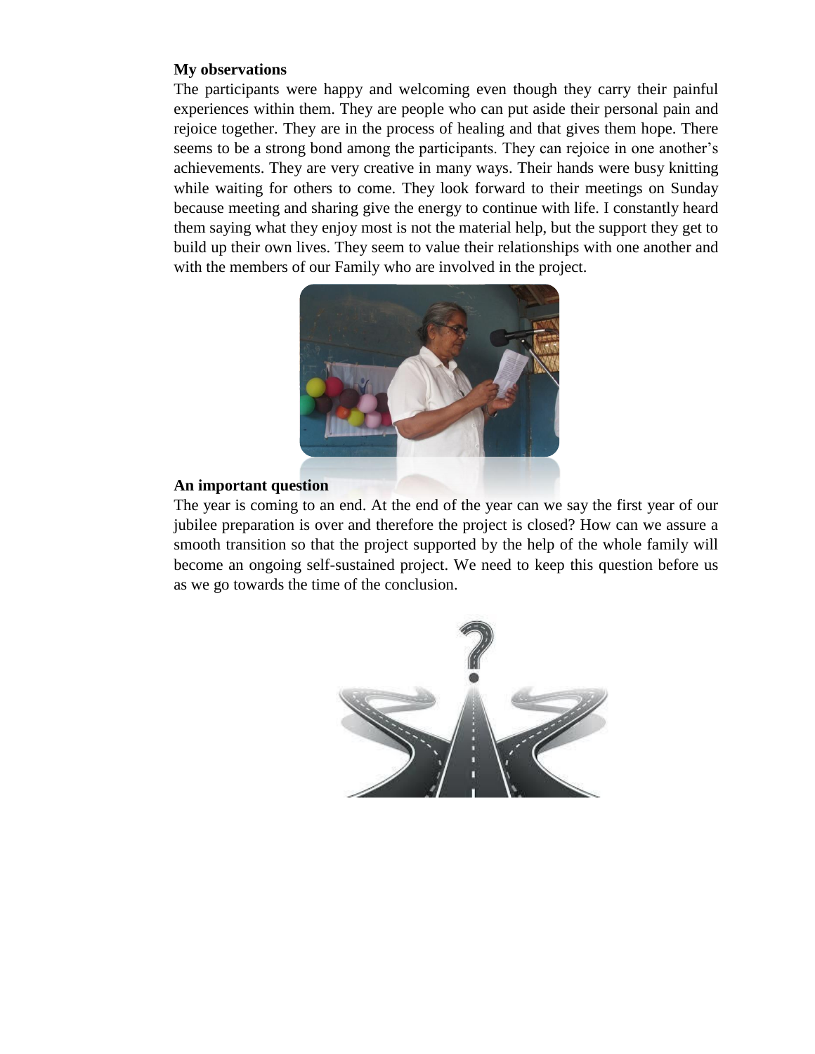**My observations**

The participants were happy and welcoming even though they carry their painful experiences within them. They are people who can put aside their personal pain and rejoice together. They are in the process of healing and that gives them hope. There seems to be a strong bond among the participants. They can rejoice in one another's achievements. They are very creative in many ways. Their hands were busy knitting while waiting for others to come. They look forward to their meetings on Sunday because meeting and sharing give the energy to continue with life. I constantly heard them saying what they enjoy most is not the material help, but the support they get to build up their own lives. They seem to value their relationships with one another and with the members of our Family who are involved in the project.

**An important question**

The year is coming to an end. At the end of the year can we say the first year of our jubilee preparation is over and therefore the project is closed? How can we assure a smooth transition so that the project supported by the help of the whole family will become an ongoing self-sustained project. We need to keep this question before us as we go towards the time of the conclusion.